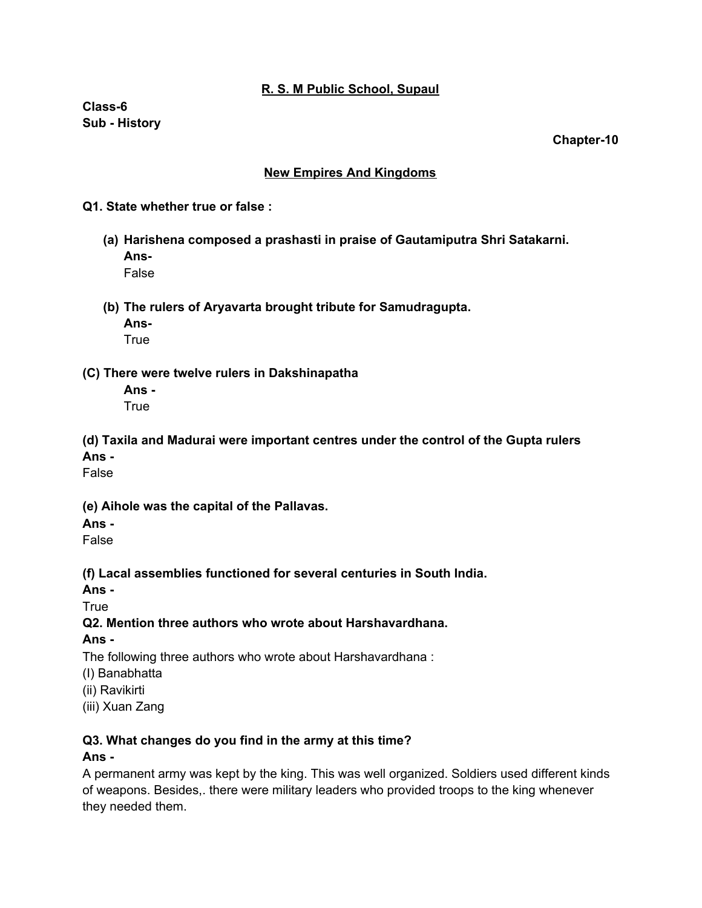**R. S. M Public School, Supaul**

**Class-6**
**Sub - History**

**Chapter-10**

## New Empires And Kingdoms

**Q1. State whether true or false :**

**(a) Harishena composed a prashasti in praise of Gautamiputra Shri Satakarni.**
**Ans-**
False

**(b) The rulers of Aryavarta brought tribute for Samudragupta.**
**Ans-**
True

**(C) There were twelve rulers in Dakshinapatha**
**Ans -**
True

**(d) Taxila and Madurai were important centres under the control of the Gupta rulers**
**Ans -**
False

**(e) Aihole was the capital of the Pallavas.**
**Ans -**
False

**(f) Lacal assemblies functioned for several centuries in South India.**
**Ans -**
True

**Q2. Mention three authors who wrote about Harshavardhana.**
**Ans -**
The following three authors who wrote about Harshavardhana :
(I) Banabhatta
(ii) Ravikirti
(iii) Xuan Zang

**Q3. What changes do you find in the army at this time?**
**Ans -**
A permanent army was kept by the king. This was well organized. Soldiers used different kinds of weapons. Besides,. there were military leaders who provided troops to the king whenever they needed them.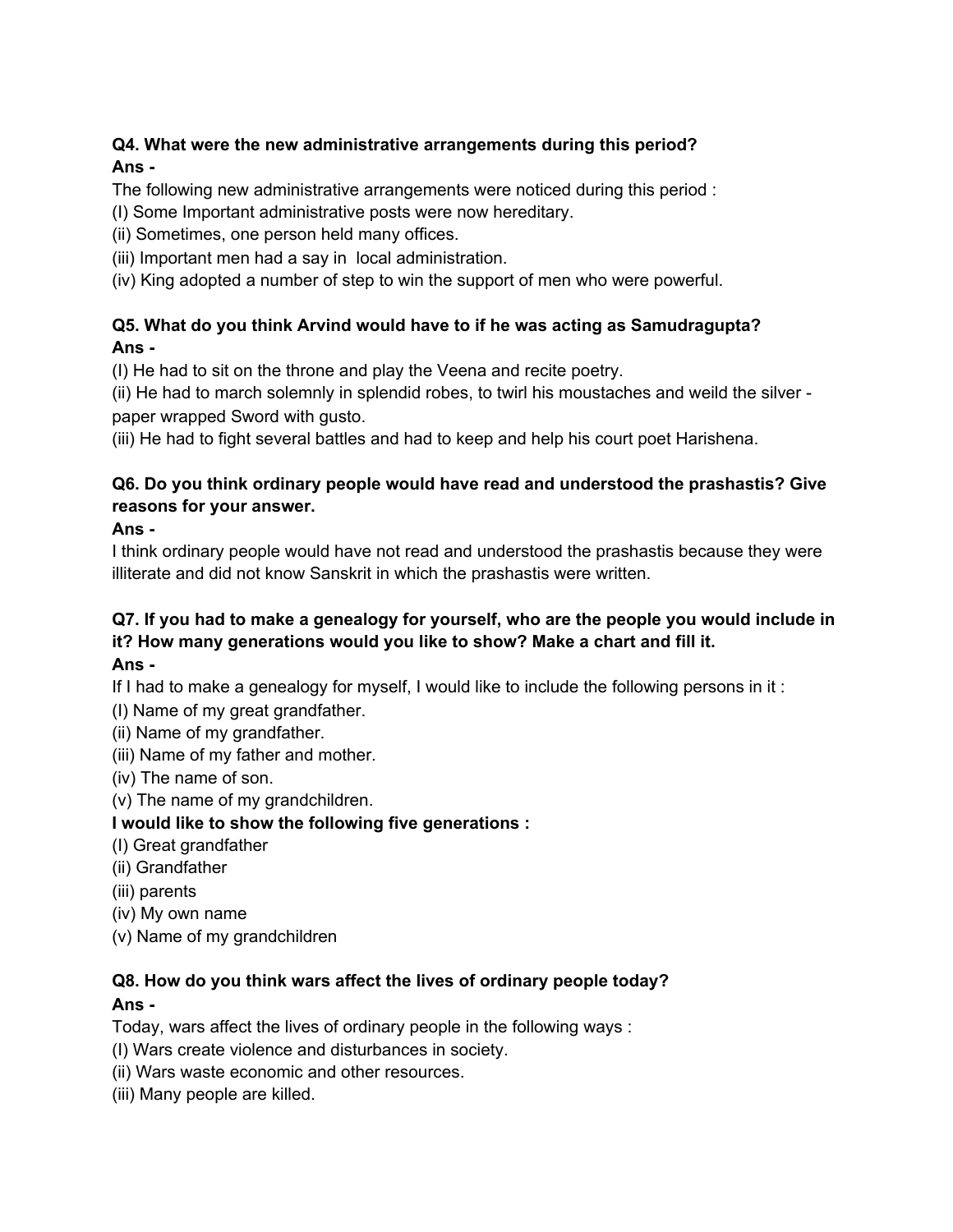**Q4. What were the new administrative arrangements during this period?**
**Ans -**

The following new administrative arrangements were noticed during this period :
(I) Some Important administrative posts were now hereditary.
(ii) Sometimes, one person held many offices.
(iii) Important men had a say in local administration.
(iv) King adopted a number of step to win the support of men who were powerful.

**Q5. What do you think Arvind would have to if he was acting as Samudragupta?**
**Ans -**

(I) He had to sit on the throne and play the Veena and recite poetry.
(ii) He had to march solemnly in splendid robes, to twirl his moustaches and weild the silver - paper wrapped Sword with gusto.
(iii) He had to fight several battles and had to keep and help his court poet Harishena.

**Q6. Do you think ordinary people would have read and understood the prashastis? Give reasons for your answer.**
**Ans -**

I think ordinary people would have not read and understood the prashastis because they were illiterate and did not know Sanskrit in which the prashastis were written.

**Q7. If you had to make a genealogy for yourself, who are the people you would include in it? How many generations would you like to show? Make a chart and fill it.**
**Ans -**

If I had to make a genealogy for myself, I would like to include the following persons in it :
(I) Name of my great grandfather.
(ii) Name of my grandfather.
(iii) Name of my father and mother.
(iv) The name of son.
(v) The name of my grandchildren.

**I would like to show the following five generations :**
(I) Great grandfather
(ii) Grandfather
(iii) parents
(iv) My own name
(v) Name of my grandchildren

**Q8. How do you think wars affect the lives of ordinary people today?**
**Ans -**

Today, wars affect the lives of ordinary people in the following ways :
(I) Wars create violence and disturbances in society.
(ii) Wars waste economic and other resources.
(iii) Many people are killed.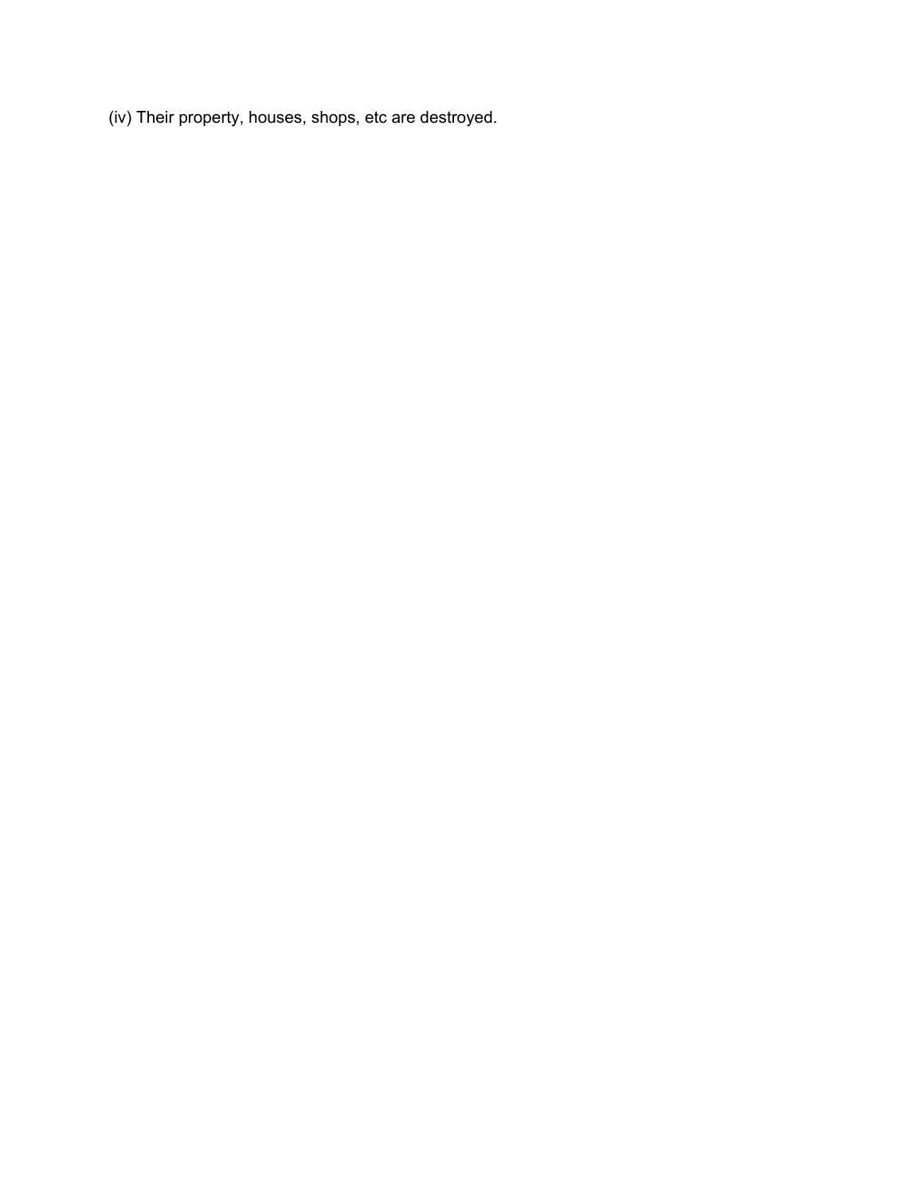(iv) Their property, houses, shops, etc are destroyed.